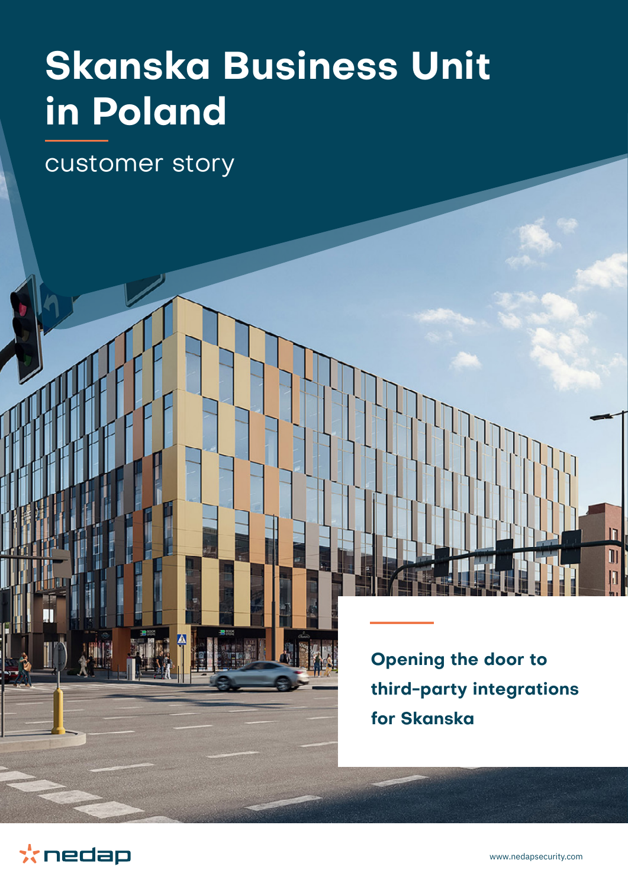# Skanska Business Unit in Poland

customer story

**Opening the door to third-party integrations for Skanska**

nedap

www.nedapsecurity.com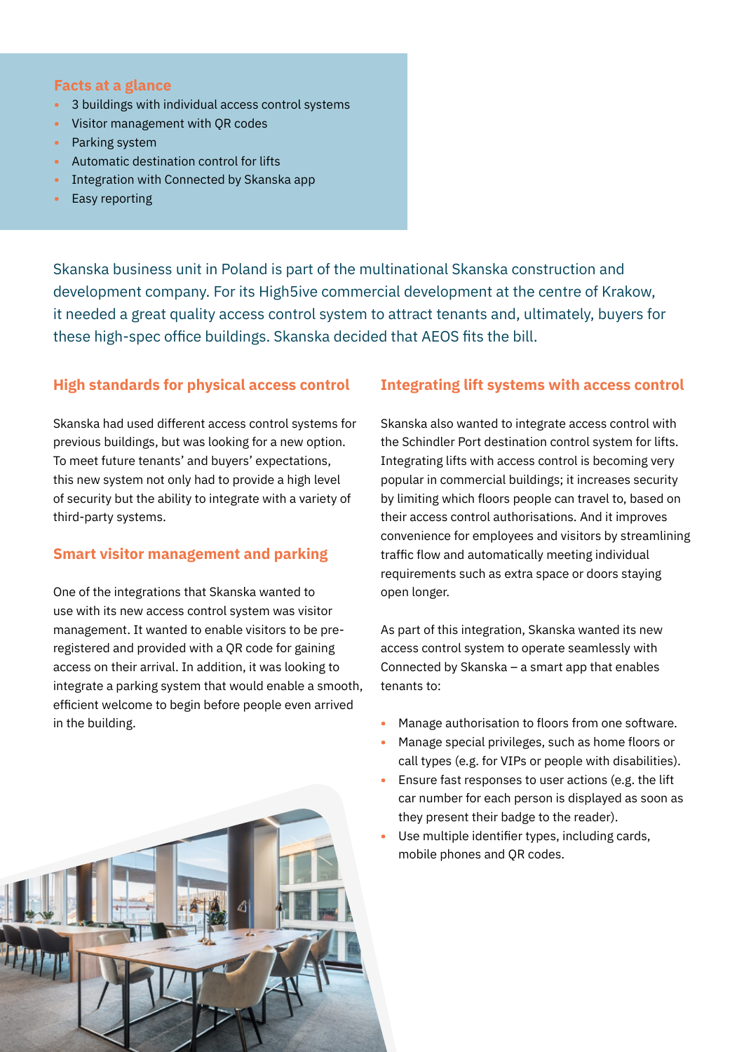### Facts at a glance

- 3 buildings with individual access control systems
- Visitor management with QR codes
- Parking system
- Automatic destination control for lifts
- Integration with Connected by Skanska app
- Easy reporting

Skanska business unit in Poland is part of the multinational Skanska construction and development company. For its High5ive commercial development at the centre of Krakow, it needed a great quality access control system to attract tenants and, ultimately, buyers for these high-spec office buildings. Skanska decided that AEOS fits the bill.

### High standards for physical access control

Skanska had used different access control systems for previous buildings, but was looking for a new option. To meet future tenants' and buyers' expectations, this new system not only had to provide a high level of security but the ability to integrate with a variety of third-party systems.

### Smart visitor management and parking

One of the integrations that Skanska wanted to use with its new access control system was visitor management. It wanted to enable visitors to be pre-registered and provided with a QR code for gaining access on their arrival. In addition, it was looking to integrate a parking system that would enable a smooth, efficient welcome to begin before people even arrived in the building.

### Integrating lift systems with access control

Skanska also wanted to integrate access control with the Schindler Port destination control system for lifts. Integrating lifts with access control is becoming very popular in commercial buildings; it increases security by limiting which floors people can travel to, based on their access control authorisations. And it improves convenience for employees and visitors by streamlining traffic flow and automatically meeting individual requirements such as extra space or doors staying open longer.

As part of this integration, Skanska wanted its new access control system to operate seamlessly with Connected by Skanska – a smart app that enables tenants to:

- Manage authorisation to floors from one software.
- Manage special privileges, such as home floors or call types (e.g. for VIPs or people with disabilities).
- Ensure fast responses to user actions (e.g. the lift car number for each person is displayed as soon as they present their badge to the reader).
- Use multiple identifier types, including cards, mobile phones and QR codes.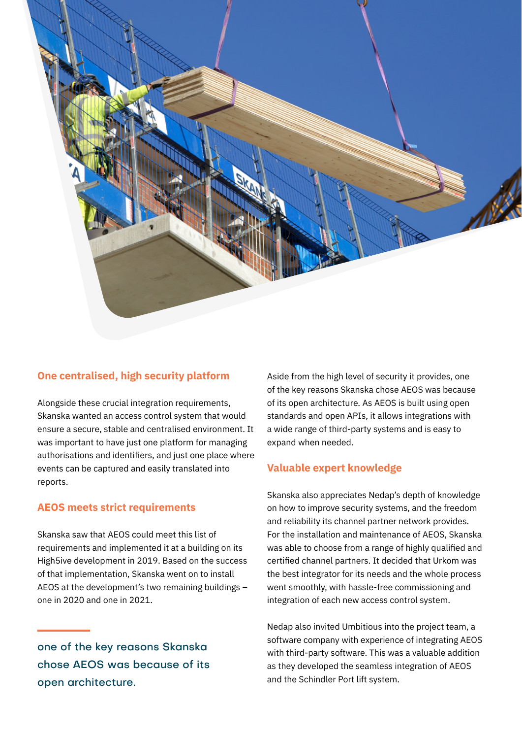## One centralised, high security platform

Alongside these crucial integration requirements, Skanska wanted an access control system that would ensure a secure, stable and centralised environment. It was important to have just one platform for managing authorisations and identifiers, and just one place where events can be captured and easily translated into reports.

## AEOS meets strict requirements

Skanska saw that AEOS could meet this list of requirements and implemented it at a building on its High5ive development in 2019. Based on the success of that implementation, Skanska went on to install AEOS at the development's two remaining buildings – one in 2020 and one in 2021.

> one of the key reasons Skanska chose AEOS was because of its open architecture.

Aside from the high level of security it provides, one of the key reasons Skanska chose AEOS was because of its open architecture. As AEOS is built using open standards and open APIs, it allows integrations with a wide range of third-party systems and is easy to expand when needed.

## Valuable expert knowledge

Skanska also appreciates Nedap's depth of knowledge on how to improve security systems, and the freedom and reliability its channel partner network provides. For the installation and maintenance of AEOS, Skanska was able to choose from a range of highly qualified and certified channel partners. It decided that Urkom was the best integrator for its needs and the whole process went smoothly, with hassle-free commissioning and integration of each new access control system.

Nedap also invited Umbitious into the project team, a software company with experience of integrating AEOS with third-party software. This was a valuable addition as they developed the seamless integration of AEOS and the Schindler Port lift system.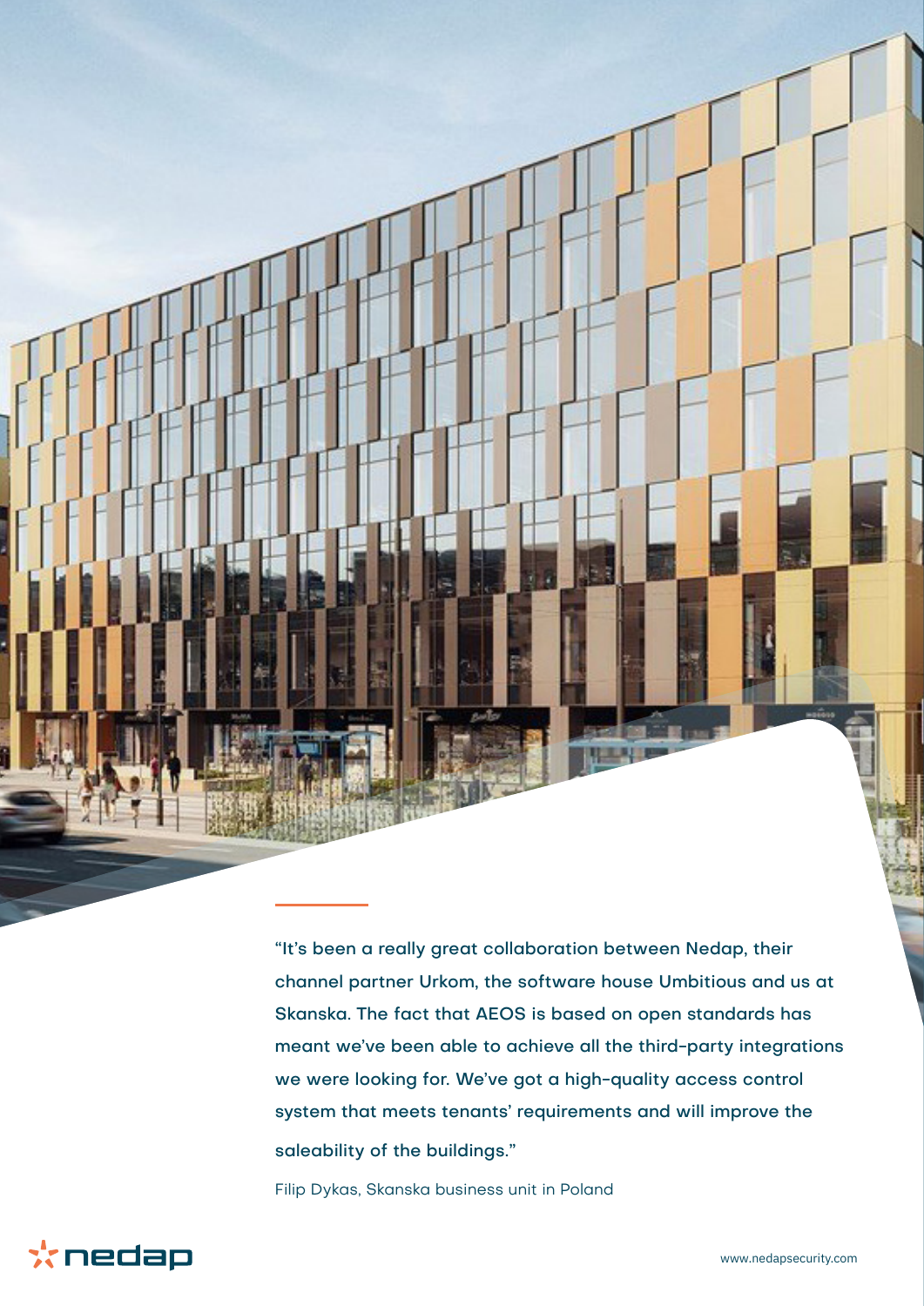"It's been a really great collaboration between Nedap, their channel partner Urkom, the software house Umbitious and us at Skanska. The fact that AEOS is based on open standards has meant we've been able to achieve all the third-party integrations we were looking for. We've got a high-quality access control system that meets tenants' requirements and will improve the saleability of the buildings."

Filip Dykas, Skanska business unit in Poland

nedap

www.nedapsecurity.com